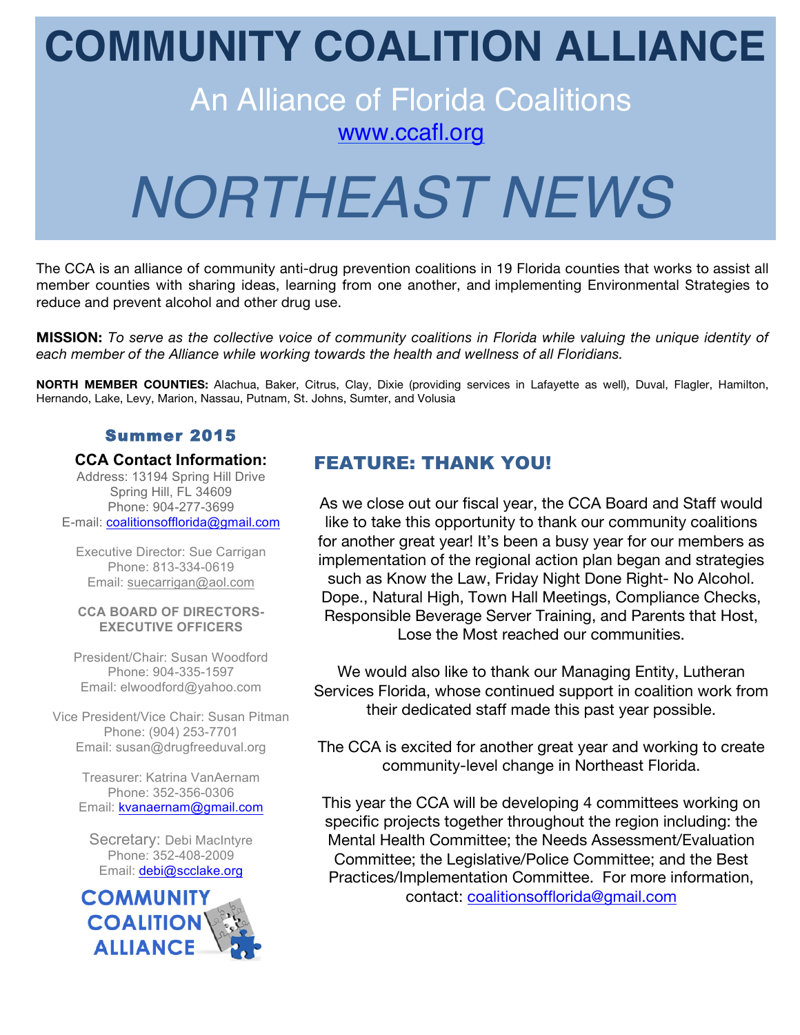# COMMUNITY COALITION ALLIANCE

## An Alliance of Florida Coalitions

[www.ccafl.org](http://www.ccafl.org)

# *NORTHEAST NEWS*

The CCA is an alliance of community anti-drug prevention coalitions in 19 Florida counties that works to assist all member counties with sharing ideas, learning from one another, and implementing Environmental Strategies to reduce and prevent alcohol and other drug use.

**MISSION:** *To serve as the collective voice of community coalitions in Florida while valuing the unique identity of each member of the Alliance while working towards the health and wellness of all Floridians.*

**NORTH MEMBER COUNTIES:** Alachua, Baker, Citrus, Clay, Dixie (providing services in Lafayette as well), Duval, Flagler, Hamilton, Hernando, Lake, Levy, Marion, Nassau, Putnam, St. Johns, Sumter, and Volusia

### Summer 2015

**CCA Contact Information:**

Address: 13194 Spring Hill Drive
Spring Hill, FL 34609
Phone: 904-277-3699
E-mail: coalitionsofflorida@gmail.com

Executive Director: Sue Carrigan
Phone: 813-334-0619
Email: suecarrigan@aol.com

**CCA BOARD OF DIRECTORS-EXECUTIVE OFFICERS**

President/Chair: Susan Woodford
Phone: 904-335-1597
Email: elwoodford@yahoo.com

Vice President/Vice Chair: Susan Pitman
Phone: (904) 253-7701
Email: susan@drugfreeduval.org

Treasurer: Katrina VanAernam
Phone: 352-356-0306
Email: kvanaernam@gmail.com

Secretary: Debi MacIntyre
Phone: 352-408-2009
Email: debi@scclake.org

COMMUNITY COALITION ALLIANCE

## FEATURE: THANK YOU!

As we close out our fiscal year, the CCA Board and Staff would like to take this opportunity to thank our community coalitions for another great year! It's been a busy year for our members as implementation of the regional action plan began and strategies such as Know the Law, Friday Night Done Right- No Alcohol. Dope., Natural High, Town Hall Meetings, Compliance Checks, Responsible Beverage Server Training, and Parents that Host, Lose the Most reached our communities.

We would also like to thank our Managing Entity, Lutheran Services Florida, whose continued support in coalition work from their dedicated staff made this past year possible.

The CCA is excited for another great year and working to create community-level change in Northeast Florida.

This year the CCA will be developing 4 committees working on specific projects together throughout the region including: the Mental Health Committee; the Needs Assessment/Evaluation Committee; the Legislative/Police Committee; and the Best Practices/Implementation Committee. For more information, contact: coalitionsofflorida@gmail.com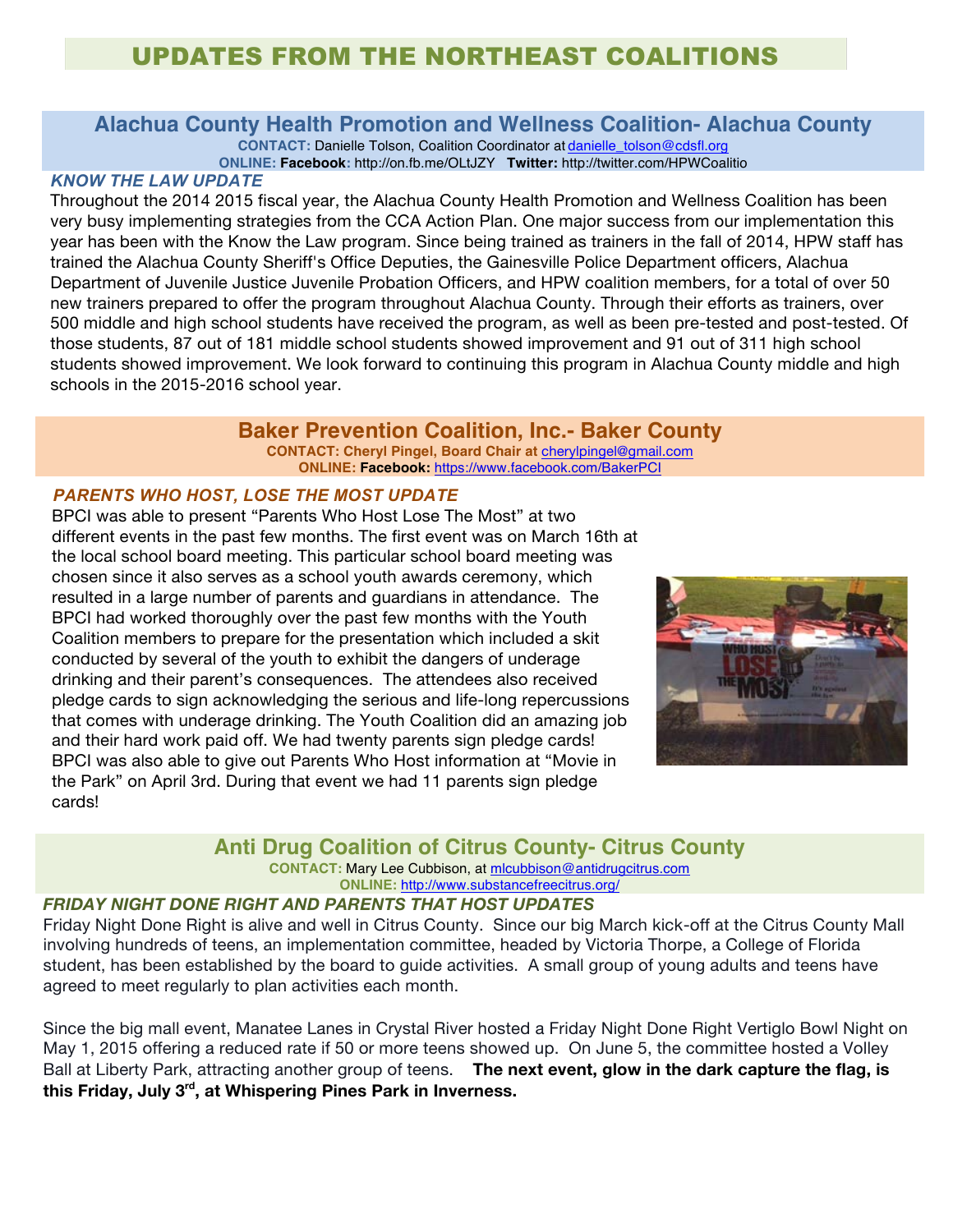# UPDATES FROM THE NORTHEAST COALITIONS

## Alachua County Health Promotion and Wellness Coalition- Alachua County

**CONTACT:** Danielle Tolson, Coalition Coordinator at danielle_tolson@cdsfl.org
**ONLINE: Facebook:** http://on.fb.me/OLtJZY **Twitter:** http://twitter.com/HPWCoalitio

### *KNOW THE LAW UPDATE*

Throughout the 2014 2015 fiscal year, the Alachua County Health Promotion and Wellness Coalition has been very busy implementing strategies from the CCA Action Plan. One major success from our implementation this year has been with the Know the Law program. Since being trained as trainers in the fall of 2014, HPW staff has trained the Alachua County Sheriff's Office Deputies, the Gainesville Police Department officers, Alachua Department of Juvenile Justice Juvenile Probation Officers, and HPW coalition members, for a total of over 50 new trainers prepared to offer the program throughout Alachua County. Through their efforts as trainers, over 500 middle and high school students have received the program, as well as been pre-tested and post-tested. Of those students, 87 out of 181 middle school students showed improvement and 91 out of 311 high school students showed improvement. We look forward to continuing this program in Alachua County middle and high schools in the 2015-2016 school year.

## Baker Prevention Coalition, Inc.- Baker County

**CONTACT: Cheryl Pingel, Board Chair at** cherylpingel@gmail.com
**ONLINE: Facebook:** https://www.facebook.com/BakerPCI

### *PARENTS WHO HOST, LOSE THE MOST UPDATE*

BPCI was able to present "Parents Who Host Lose The Most" at two different events in the past few months. The first event was on March 16th at the local school board meeting. This particular school board meeting was chosen since it also serves as a school youth awards ceremony, which resulted in a large number of parents and guardians in attendance. The BPCI had worked thoroughly over the past few months with the Youth Coalition members to prepare for the presentation which included a skit conducted by several of the youth to exhibit the dangers of underage drinking and their parent's consequences. The attendees also received pledge cards to sign acknowledging the serious and life-long repercussions that comes with underage drinking. The Youth Coalition did an amazing job and their hard work paid off. We had twenty parents sign pledge cards! BPCI was also able to give out Parents Who Host information at "Movie in the Park" on April 3rd. During that event we had 11 parents sign pledge cards!

## Anti Drug Coalition of Citrus County- Citrus County

**CONTACT:** Mary Lee Cubbison, at mlcubbison@antidrugcitrus.com
**ONLINE:** http://www.substancefreecitrus.org/

### *FRIDAY NIGHT DONE RIGHT AND PARENTS THAT HOST UPDATES*

Friday Night Done Right is alive and well in Citrus County. Since our big March kick-off at the Citrus County Mall involving hundreds of teens, an implementation committee, headed by Victoria Thorpe, a College of Florida student, has been established by the board to guide activities. A small group of young adults and teens have agreed to meet regularly to plan activities each month.

Since the big mall event, Manatee Lanes in Crystal River hosted a Friday Night Done Right Vertiglo Bowl Night on May 1, 2015 offering a reduced rate if 50 or more teens showed up. On June 5, the committee hosted a Volley Ball at Liberty Park, attracting another group of teens. **The next event, glow in the dark capture the flag, is this Friday, July 3rd, at Whispering Pines Park in Inverness.**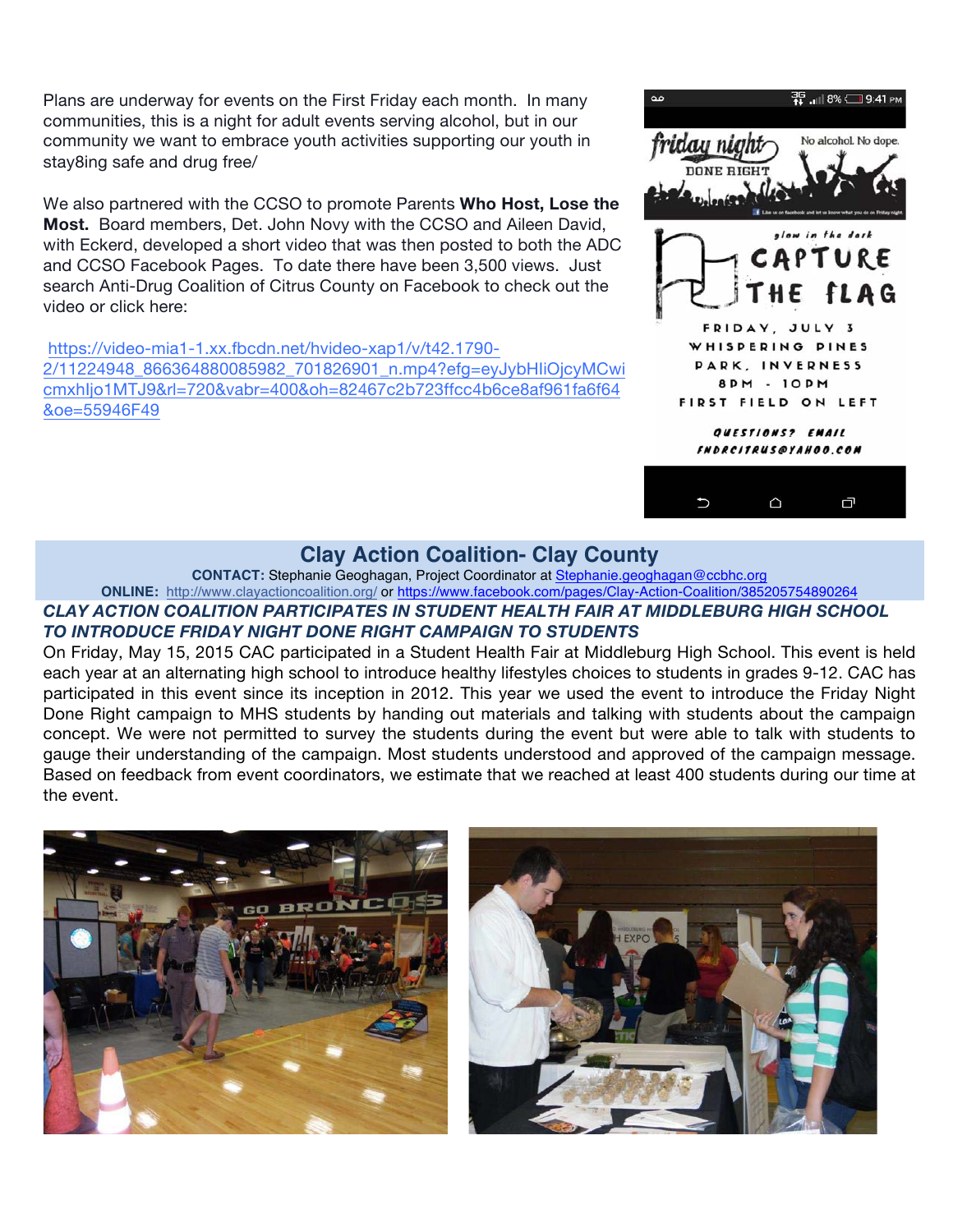Plans are underway for events on the First Friday each month. In many communities, this is a night for adult events serving alcohol, but in our community we want to embrace youth activities supporting our youth in stay8ing safe and drug free/

We also partnered with the CCSO to promote Parents **Who Host, Lose the Most.** Board members, Det. John Novy with the CCSO and Aileen David, with Eckerd, developed a short video that was then posted to both the ADC and CCSO Facebook Pages. To date there have been 3,500 views. Just search Anti-Drug Coalition of Citrus County on Facebook to check out the video or click here:

https://video-mia1-1.xx.fbcdn.net/hvideo-xap1/v/t42.1790-2/11224948_866364880085982_701826901_n.mp4?efg=eyJybHIiOjcyMCwicmxhIjo1MTJ9&rl=720&vbr=400&oh=82467c2b723ffcc4b6ce8af961fa6f64&oe=55946F49

friday night DONE RIGHT — No alcohol. No dope.

glow in the dark CAPTURE THE FLAG

FRIDAY, JULY 3
WHISPERING PINES PARK, INVERNESS
8PM - 10PM
FIRST FIELD ON LEFT

QUESTIONS? EMAIL FNDRCITRUS@YAHOO.COM

## Clay Action Coalition- Clay County

**CONTACT:** Stephanie Geoghagan, Project Coordinator at Stephanie.geoghagan@ccbhc.org

**ONLINE:** http://www.clayactioncoalition.org/ or https://www.facebook.com/pages/Clay-Action-Coalition/385205754890264

***CLAY ACTION COALITION PARTICIPATES IN STUDENT HEALTH FAIR AT MIDDLEBURG HIGH SCHOOL TO INTRODUCE FRIDAY NIGHT DONE RIGHT CAMPAIGN TO STUDENTS***

On Friday, May 15, 2015 CAC participated in a Student Health Fair at Middleburg High School. This event is held each year at an alternating high school to introduce healthy lifestyles choices to students in grades 9-12. CAC has participated in this event since its inception in 2012. This year we used the event to introduce the Friday Night Done Right campaign to MHS students by handing out materials and talking with students about the campaign concept. We were not permitted to survey the students during the event but were able to talk with students to gauge their understanding of the campaign. Most students understood and approved of the campaign message. Based on feedback from event coordinators, we estimate that we reached at least 400 students during our time at the event.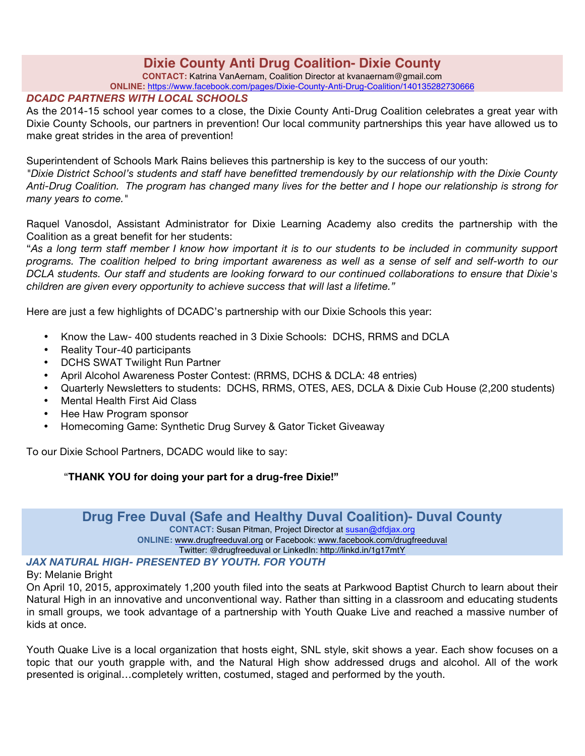## Dixie County Anti Drug Coalition- Dixie County

**CONTACT:** Katrina VanAernam, Coalition Director at kvanaernam@gmail.com
**ONLINE:** https://www.facebook.com/pages/Dixie-County-Anti-Drug-Coalition/140135282730666

### *DCADC PARTNERS WITH LOCAL SCHOOLS*

As the 2014-15 school year comes to a close, the Dixie County Anti-Drug Coalition celebrates a great year with Dixie County Schools, our partners in prevention! Our local community partnerships this year have allowed us to make great strides in the area of prevention!

Superintendent of Schools Mark Rains believes this partnership is key to the success of our youth:
*"Dixie District School's students and staff have benefitted tremendously by our relationship with the Dixie County Anti-Drug Coalition. The program has changed many lives for the better and I hope our relationship is strong for many years to come."*

Raquel Vanosdol, Assistant Administrator for Dixie Learning Academy also credits the partnership with the Coalition as a great benefit for her students:
*"As a long term staff member I know how important it is to our students to be included in community support programs. The coalition helped to bring important awareness as well as a sense of self and self-worth to our DCLA students. Our staff and students are looking forward to our continued collaborations to ensure that Dixie's children are given every opportunity to achieve success that will last a lifetime."*

Here are just a few highlights of DCADC's partnership with our Dixie Schools this year:

- Know the Law- 400 students reached in 3 Dixie Schools: DCHS, RRMS and DCLA
- Reality Tour-40 participants
- DCHS SWAT Twilight Run Partner
- April Alcohol Awareness Poster Contest: (RRMS, DCHS & DCLA: 48 entries)
- Quarterly Newsletters to students: DCHS, RRMS, OTES, AES, DCLA & Dixie Cub House (2,200 students)
- Mental Health First Aid Class
- Hee Haw Program sponsor
- Homecoming Game: Synthetic Drug Survey & Gator Ticket Giveaway

To our Dixie School Partners, DCADC would like to say:

"**THANK YOU for doing your part for a drug-free Dixie!"**

## Drug Free Duval (Safe and Healthy Duval Coalition)- Duval County

**CONTACT:** Susan Pitman, Project Director at susan@dfdjax.org
**ONLINE:** www.drugfreeduval.org or Facebook: www.facebook.com/drugfreeduval
Twitter: @drugfreeduval or LinkedIn: http://linkd.in/1g17mtY

### *JAX NATURAL HIGH- PRESENTED BY YOUTH. FOR YOUTH*

By: Melanie Bright

On April 10, 2015, approximately 1,200 youth filed into the seats at Parkwood Baptist Church to learn about their Natural High in an innovative and unconventional way. Rather than sitting in a classroom and educating students in small groups, we took advantage of a partnership with Youth Quake Live and reached a massive number of kids at once.

Youth Quake Live is a local organization that hosts eight, SNL style, skit shows a year. Each show focuses on a topic that our youth grapple with, and the Natural High show addressed drugs and alcohol. All of the work presented is original…completely written, costumed, staged and performed by the youth.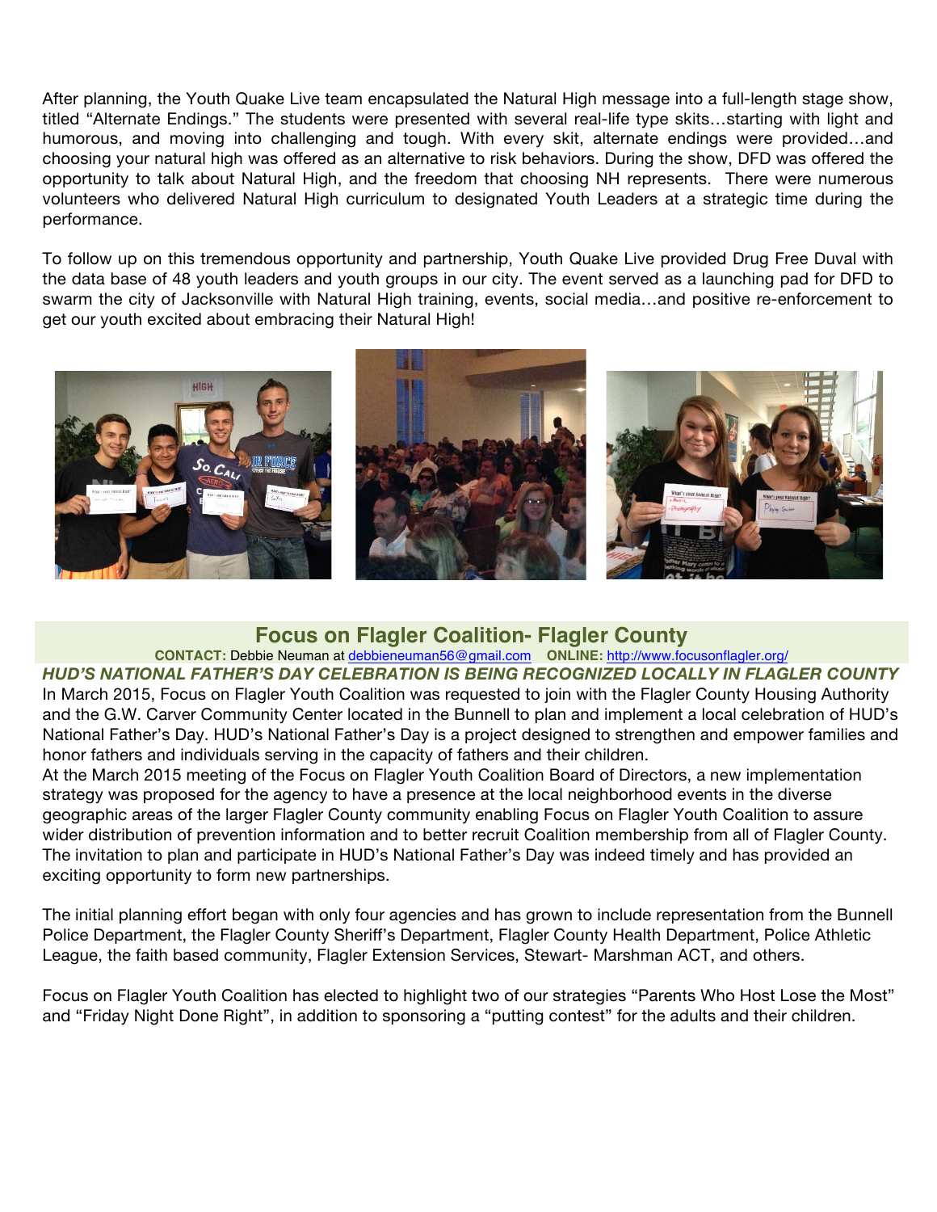After planning, the Youth Quake Live team encapsulated the Natural High message into a full-length stage show, titled "Alternate Endings." The students were presented with several real-life type skits…starting with light and humorous, and moving into challenging and tough. With every skit, alternate endings were provided…and choosing your natural high was offered as an alternative to risk behaviors. During the show, DFD was offered the opportunity to talk about Natural High, and the freedom that choosing NH represents. There were numerous volunteers who delivered Natural High curriculum to designated Youth Leaders at a strategic time during the performance.

To follow up on this tremendous opportunity and partnership, Youth Quake Live provided Drug Free Duval with the data base of 48 youth leaders and youth groups in our city. The event served as a launching pad for DFD to swarm the city of Jacksonville with Natural High training, events, social media…and positive re-enforcement to get our youth excited about embracing their Natural High!

## Focus on Flagler Coalition- Flagler County

**CONTACT:** Debbie Neuman at debbieneuman56@gmail.com **ONLINE:** http://www.focusonflagler.org/

***HUD'S NATIONAL FATHER'S DAY CELEBRATION IS BEING RECOGNIZED LOCALLY IN FLAGLER COUNTY***

In March 2015, Focus on Flagler Youth Coalition was requested to join with the Flagler County Housing Authority and the G.W. Carver Community Center located in the Bunnell to plan and implement a local celebration of HUD's National Father's Day. HUD's National Father's Day is a project designed to strengthen and empower families and honor fathers and individuals serving in the capacity of fathers and their children.

At the March 2015 meeting of the Focus on Flagler Youth Coalition Board of Directors, a new implementation strategy was proposed for the agency to have a presence at the local neighborhood events in the diverse geographic areas of the larger Flagler County community enabling Focus on Flagler Youth Coalition to assure wider distribution of prevention information and to better recruit Coalition membership from all of Flagler County. The invitation to plan and participate in HUD's National Father's Day was indeed timely and has provided an exciting opportunity to form new partnerships.

The initial planning effort began with only four agencies and has grown to include representation from the Bunnell Police Department, the Flagler County Sheriff's Department, Flagler County Health Department, Police Athletic League, the faith based community, Flagler Extension Services, Stewart- Marshman ACT, and others.

Focus on Flagler Youth Coalition has elected to highlight two of our strategies "Parents Who Host Lose the Most" and "Friday Night Done Right", in addition to sponsoring a "putting contest" for the adults and their children.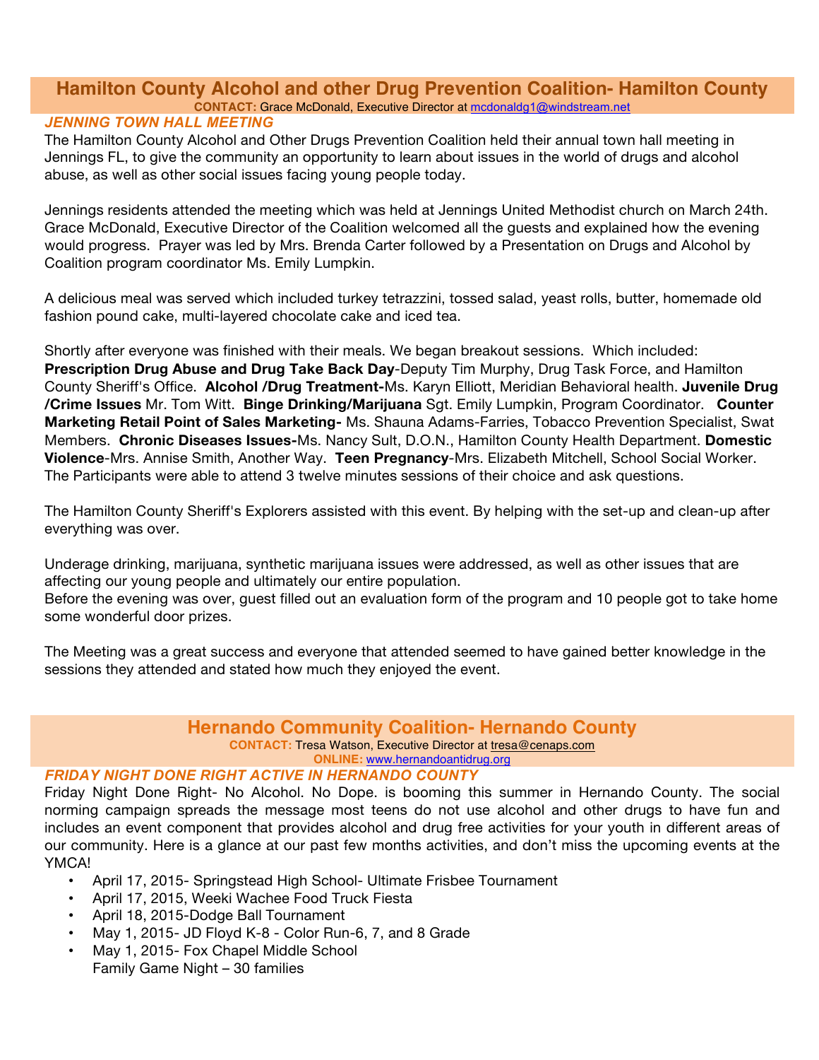## Hamilton County Alcohol and other Drug Prevention Coalition- Hamilton County

**CONTACT:** Grace McDonald, Executive Director at mcdonaldg1@windstream.net

### *JENNING TOWN HALL MEETING*

The Hamilton County Alcohol and Other Drugs Prevention Coalition held their annual town hall meeting in Jennings FL, to give the community an opportunity to learn about issues in the world of drugs and alcohol abuse, as well as other social issues facing young people today.

Jennings residents attended the meeting which was held at Jennings United Methodist church on March 24th. Grace McDonald, Executive Director of the Coalition welcomed all the guests and explained how the evening would progress. Prayer was led by Mrs. Brenda Carter followed by a Presentation on Drugs and Alcohol by Coalition program coordinator Ms. Emily Lumpkin.

A delicious meal was served which included turkey tetrazzini, tossed salad, yeast rolls, butter, homemade old fashion pound cake, multi-layered chocolate cake and iced tea.

Shortly after everyone was finished with their meals. We began breakout sessions. Which included: **Prescription Drug Abuse and Drug Take Back Day**-Deputy Tim Murphy, Drug Task Force, and Hamilton County Sheriff's Office. **Alcohol /Drug Treatment-**Ms. Karyn Elliott, Meridian Behavioral health. **Juvenile Drug /Crime Issues** Mr. Tom Witt. **Binge Drinking/Marijuana** Sgt. Emily Lumpkin, Program Coordinator. **Counter Marketing Retail Point of Sales Marketing-** Ms. Shauna Adams-Farries, Tobacco Prevention Specialist, Swat Members. **Chronic Diseases Issues-**Ms. Nancy Sult, D.O.N., Hamilton County Health Department. **Domestic Violence**-Mrs. Annise Smith, Another Way. **Teen Pregnancy**-Mrs. Elizabeth Mitchell, School Social Worker. The Participants were able to attend 3 twelve minutes sessions of their choice and ask questions.

The Hamilton County Sheriff's Explorers assisted with this event. By helping with the set-up and clean-up after everything was over.

Underage drinking, marijuana, synthetic marijuana issues were addressed, as well as other issues that are affecting our young people and ultimately our entire population.
Before the evening was over, guest filled out an evaluation form of the program and 10 people got to take home some wonderful door prizes.

The Meeting was a great success and everyone that attended seemed to have gained better knowledge in the sessions they attended and stated how much they enjoyed the event.

## Hernando Community Coalition- Hernando County

**CONTACT:** Tresa Watson, Executive Director at tresa@cenaps.com
**ONLINE:** www.hernandoantidrug.org

### *FRIDAY NIGHT DONE RIGHT ACTIVE IN HERNANDO COUNTY*

Friday Night Done Right- No Alcohol. No Dope. is booming this summer in Hernando County. The social norming campaign spreads the message most teens do not use alcohol and other drugs to have fun and includes an event component that provides alcohol and drug free activities for your youth in different areas of our community. Here is a glance at our past few months activities, and don't miss the upcoming events at the YMCA!

- April 17, 2015- Springstead High School- Ultimate Frisbee Tournament
- April 17, 2015, Weeki Wachee Food Truck Fiesta
- April 18, 2015-Dodge Ball Tournament
- May 1, 2015- JD Floyd K-8 - Color Run-6, 7, and 8 Grade
- May 1, 2015- Fox Chapel Middle School
  Family Game Night – 30 families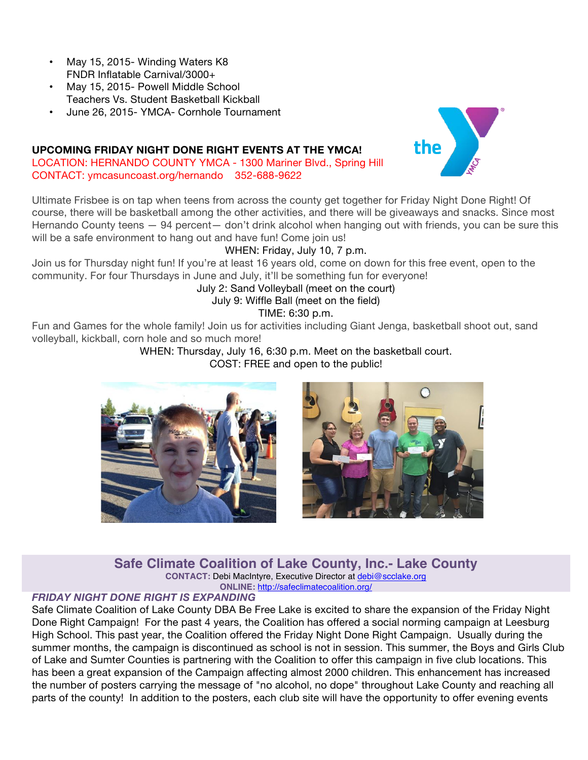- May 15, 2015- Winding Waters K8
  FNDR Inflatable Carnival/3000+
- May 15, 2015- Powell Middle School
  Teachers Vs. Student Basketball Kickball
- June 26, 2015- YMCA- Cornhole Tournament

**UPCOMING FRIDAY NIGHT DONE RIGHT EVENTS AT THE YMCA!**

LOCATION: HERNANDO COUNTY YMCA - 1300 Mariner Blvd., Spring Hill

CONTACT: ymcasuncoast.org/hernando    352-688-9622

Ultimate Frisbee is on tap when teens from across the county get together for Friday Night Done Right! Of course, there will be basketball among the other activities, and there will be giveaways and snacks. Since most Hernando County teens — 94 percent— don't drink alcohol when hanging out with friends, you can be sure this will be a safe environment to hang out and have fun! Come join us!

WHEN: Friday, July 10, 7 p.m.

Join us for Thursday night fun! If you're at least 16 years old, come on down for this free event, open to the community. For four Thursdays in June and July, it'll be something fun for everyone!

July 2: Sand Volleyball (meet on the court)

July 9: Wiffle Ball (meet on the field)

TIME: 6:30 p.m.

Fun and Games for the whole family! Join us for activities including Giant Jenga, basketball shoot out, sand volleyball, kickball, corn hole and so much more!

WHEN: Thursday, July 16, 6:30 p.m. Meet on the basketball court.

COST: FREE and open to the public!

## Safe Climate Coalition of Lake County, Inc.- Lake County

**CONTACT:** Debi MacIntyre, Executive Director at debi@scclake.org

**ONLINE:** http://safeclimatecoalition.org/

### *FRIDAY NIGHT DONE RIGHT IS EXPANDING*

Safe Climate Coalition of Lake County DBA Be Free Lake is excited to share the expansion of the Friday Night Done Right Campaign! For the past 4 years, the Coalition has offered a social norming campaign at Leesburg High School. This past year, the Coalition offered the Friday Night Done Right Campaign. Usually during the summer months, the campaign is discontinued as school is not in session. This summer, the Boys and Girls Club of Lake and Sumter Counties is partnering with the Coalition to offer this campaign in five club locations. This has been a great expansion of the Campaign affecting almost 2000 children. This enhancement has increased the number of posters carrying the message of "no alcohol, no dope" throughout Lake County and reaching all parts of the county! In addition to the posters, each club site will have the opportunity to offer evening events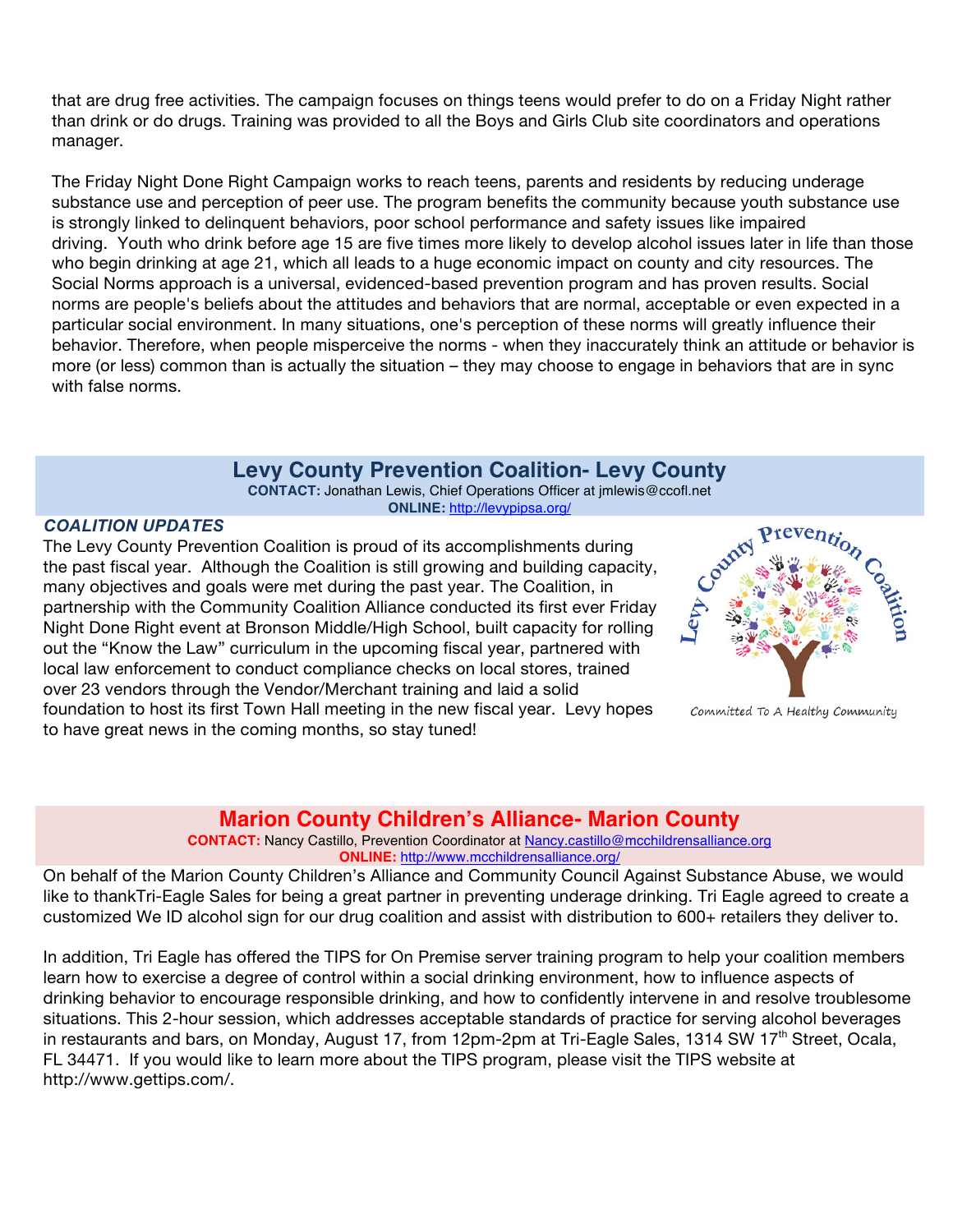that are drug free activities. The campaign focuses on things teens would prefer to do on a Friday Night rather than drink or do drugs. Training was provided to all the Boys and Girls Club site coordinators and operations manager.

The Friday Night Done Right Campaign works to reach teens, parents and residents by reducing underage substance use and perception of peer use. The program benefits the community because youth substance use is strongly linked to delinquent behaviors, poor school performance and safety issues like impaired driving. Youth who drink before age 15 are five times more likely to develop alcohol issues later in life than those who begin drinking at age 21, which all leads to a huge economic impact on county and city resources. The Social Norms approach is a universal, evidenced-based prevention program and has proven results. Social norms are people's beliefs about the attitudes and behaviors that are normal, acceptable or even expected in a particular social environment. In many situations, one's perception of these norms will greatly influence their behavior. Therefore, when people misperceive the norms - when they inaccurately think an attitude or behavior is more (or less) common than is actually the situation – they may choose to engage in behaviors that are in sync with false norms.

## Levy County Prevention Coalition- Levy County

**CONTACT:** Jonathan Lewis, Chief Operations Officer at jmlewis@ccofl.net
**ONLINE:** http://levypipsa.org/

***COALITION UPDATES***

The Levy County Prevention Coalition is proud of its accomplishments during the past fiscal year. Although the Coalition is still growing and building capacity, many objectives and goals were met during the past year. The Coalition, in partnership with the Community Coalition Alliance conducted its first ever Friday Night Done Right event at Bronson Middle/High School, built capacity for rolling out the "Know the Law" curriculum in the upcoming fiscal year, partnered with local law enforcement to conduct compliance checks on local stores, trained over 23 vendors through the Vendor/Merchant training and laid a solid foundation to host its first Town Hall meeting in the new fiscal year. Levy hopes to have great news in the coming months, so stay tuned!

Levy County Prevention Coalition
Committed To A Healthy Community

## Marion County Children's Alliance- Marion County

**CONTACT:** Nancy Castillo, Prevention Coordinator at Nancy.castillo@mcchildrensalliance.org
**ONLINE:** http://www.mcchildrensalliance.org/

On behalf of the Marion County Children's Alliance and Community Council Against Substance Abuse, we would like to thankTri-Eagle Sales for being a great partner in preventing underage drinking. Tri Eagle agreed to create a customized We ID alcohol sign for our drug coalition and assist with distribution to 600+ retailers they deliver to.

In addition, Tri Eagle has offered the TIPS for On Premise server training program to help your coalition members learn how to exercise a degree of control within a social drinking environment, how to influence aspects of drinking behavior to encourage responsible drinking, and how to confidently intervene in and resolve troublesome situations. This 2-hour session, which addresses acceptable standards of practice for serving alcohol beverages in restaurants and bars, on Monday, August 17, from 12pm-2pm at Tri-Eagle Sales, 1314 SW 17th Street, Ocala, FL 34471. If you would like to learn more about the TIPS program, please visit the TIPS website at http://www.gettips.com/.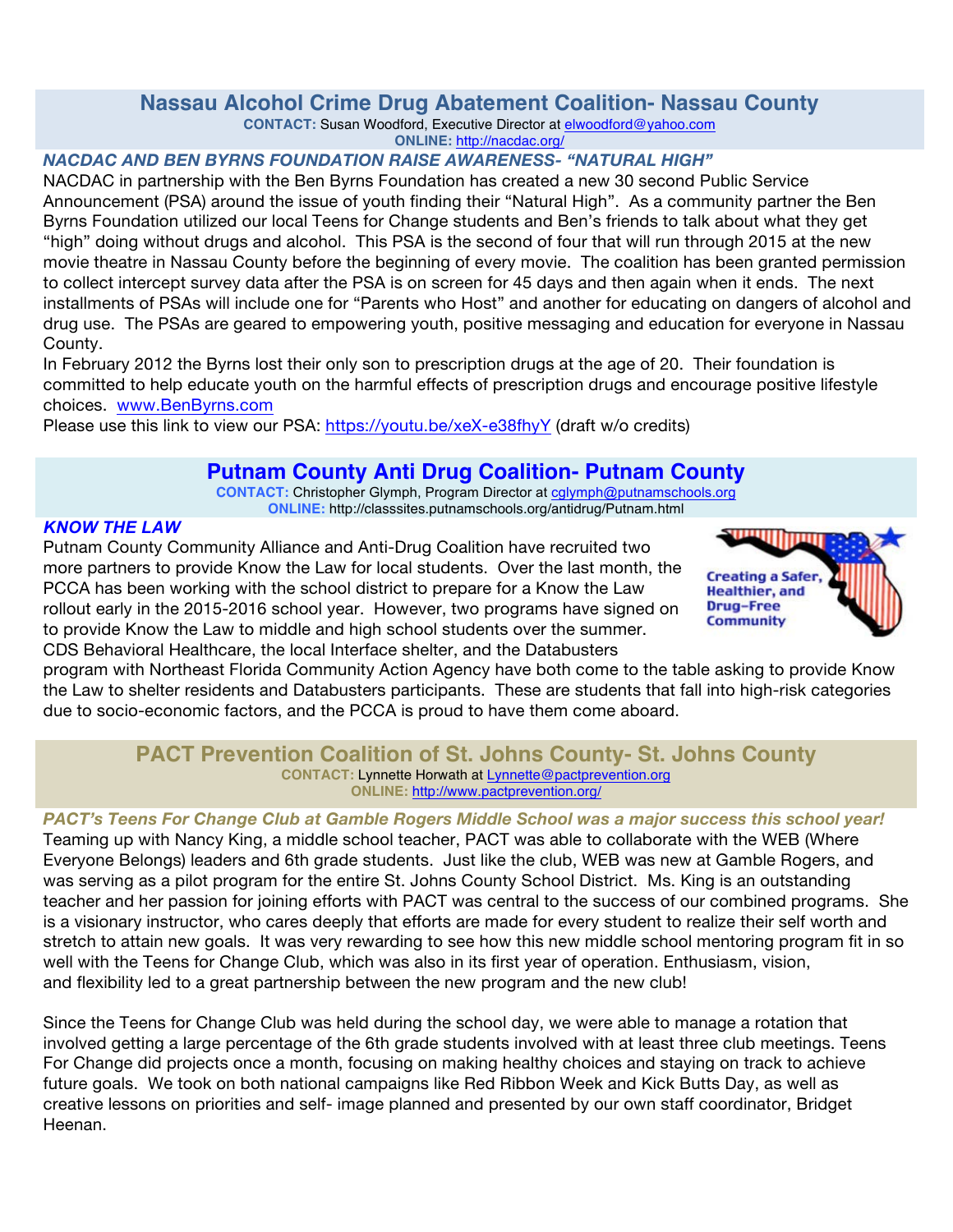## Nassau Alcohol Crime Drug Abatement Coalition- Nassau County

**CONTACT:** Susan Woodford, Executive Director at elwoodford@yahoo.com
**ONLINE:** http://nacdac.org/

### *NACDAC AND BEN BYRNS FOUNDATION RAISE AWARENESS- "NATURAL HIGH"*

NACDAC in partnership with the Ben Byrns Foundation has created a new 30 second Public Service Announcement (PSA) around the issue of youth finding their "Natural High". As a community partner the Ben Byrns Foundation utilized our local Teens for Change students and Ben's friends to talk about what they get "high" doing without drugs and alcohol. This PSA is the second of four that will run through 2015 at the new movie theatre in Nassau County before the beginning of every movie. The coalition has been granted permission to collect intercept survey data after the PSA is on screen for 45 days and then again when it ends. The next installments of PSAs will include one for "Parents who Host" and another for educating on dangers of alcohol and drug use. The PSAs are geared to empowering youth, positive messaging and education for everyone in Nassau County.

In February 2012 the Byrns lost their only son to prescription drugs at the age of 20. Their foundation is committed to help educate youth on the harmful effects of prescription drugs and encourage positive lifestyle choices. www.BenByrns.com

Please use this link to view our PSA: https://youtu.be/xeX-e38fhyY (draft w/o credits)

## Putnam County Anti Drug Coalition- Putnam County

**CONTACT:** Christopher Glymph, Program Director at cglymph@putnamschools.org
**ONLINE:** http://classsites.putnamschools.org/antidrug/Putnam.html

### *KNOW THE LAW*

Putnam County Community Alliance and Anti-Drug Coalition have recruited two more partners to provide Know the Law for local students. Over the last month, the PCCA has been working with the school district to prepare for a Know the Law rollout early in the 2015-2016 school year. However, two programs have signed on to provide Know the Law to middle and high school students over the summer. CDS Behavioral Healthcare, the local Interface shelter, and the Databusters program with Northeast Florida Community Action Agency have both come to the table asking to provide Know the Law to shelter residents and Databusters participants. These are students that fall into high-risk categories due to socio-economic factors, and the PCCA is proud to have them come aboard.

Creating a Safer, Healthier, and Drug-Free Community

## PACT Prevention Coalition of St. Johns County- St. Johns County

**CONTACT:** Lynnette Horwath at Lynnette@pactprevention.org
**ONLINE:** http://www.pactprevention.org/

### *PACT's Teens For Change Club at Gamble Rogers Middle School was a major success this school year!*

Teaming up with Nancy King, a middle school teacher, PACT was able to collaborate with the WEB (Where Everyone Belongs) leaders and 6th grade students. Just like the club, WEB was new at Gamble Rogers, and was serving as a pilot program for the entire St. Johns County School District. Ms. King is an outstanding teacher and her passion for joining efforts with PACT was central to the success of our combined programs. She is a visionary instructor, who cares deeply that efforts are made for every student to realize their self worth and stretch to attain new goals. It was very rewarding to see how this new middle school mentoring program fit in so well with the Teens for Change Club, which was also in its first year of operation. Enthusiasm, vision, and flexibility led to a great partnership between the new program and the new club!

Since the Teens for Change Club was held during the school day, we were able to manage a rotation that involved getting a large percentage of the 6th grade students involved with at least three club meetings. Teens For Change did projects once a month, focusing on making healthy choices and staying on track to achieve future goals. We took on both national campaigns like Red Ribbon Week and Kick Butts Day, as well as creative lessons on priorities and self- image planned and presented by our own staff coordinator, Bridget Heenan.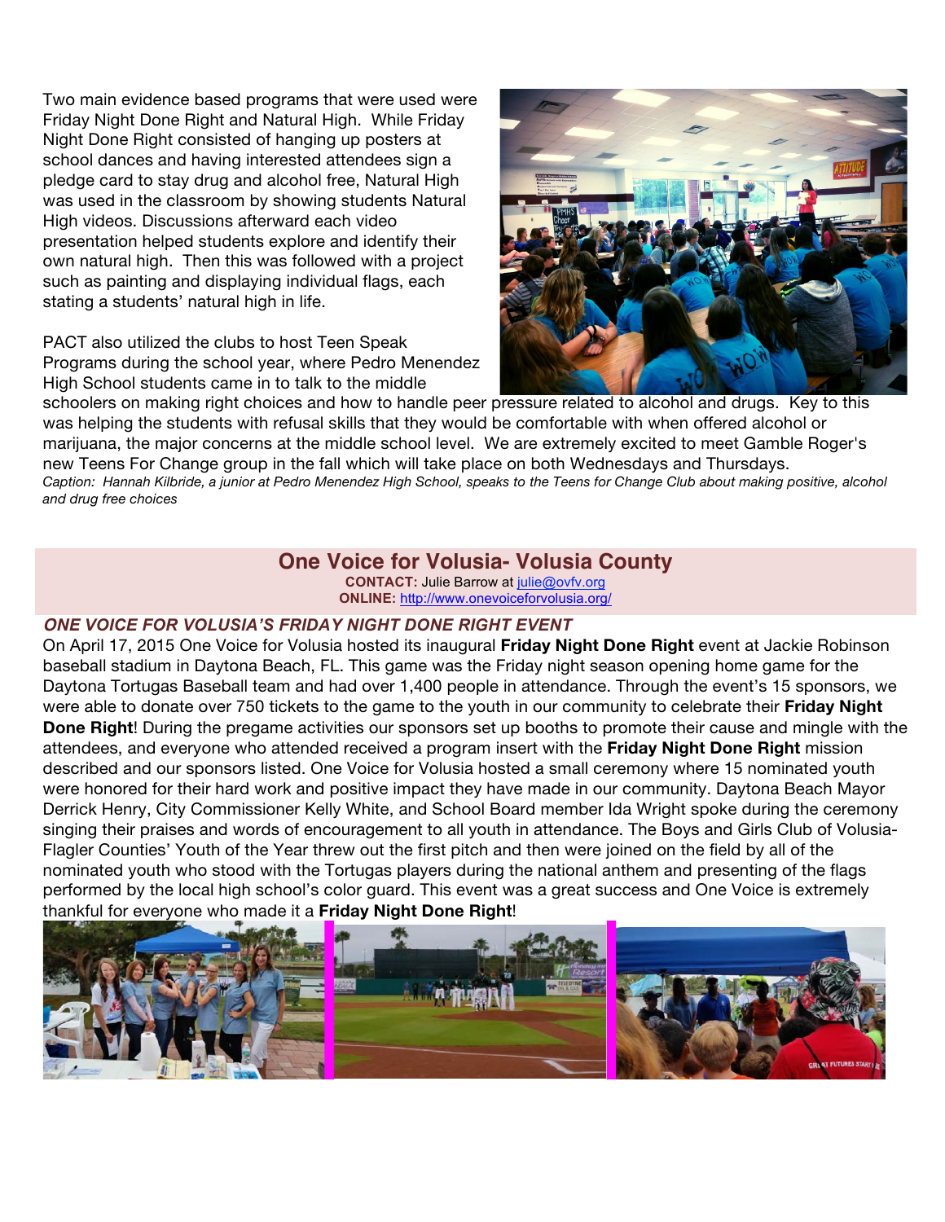Two main evidence based programs that were used were Friday Night Done Right and Natural High. While Friday Night Done Right consisted of hanging up posters at school dances and having interested attendees sign a pledge card to stay drug and alcohol free, Natural High was used in the classroom by showing students Natural High videos. Discussions afterward each video presentation helped students explore and identify their own natural high. Then this was followed with a project such as painting and displaying individual flags, each stating a students' natural high in life.

PACT also utilized the clubs to host Teen Speak Programs during the school year, where Pedro Menendez High School students came in to talk to the middle schoolers on making right choices and how to handle peer pressure related to alcohol and drugs. Key to this was helping the students with refusal skills that they would be comfortable with when offered alcohol or marijuana, the major concerns at the middle school level. We are extremely excited to meet Gamble Roger's new Teens For Change group in the fall which will take place on both Wednesdays and Thursdays.

*Caption: Hannah Kilbride, a junior at Pedro Menendez High School, speaks to the Teens for Change Club about making positive, alcohol and drug free choices*

## One Voice for Volusia- Volusia County

**CONTACT:** Julie Barrow at julie@ovfv.org
**ONLINE:** http://www.onevoiceforvolusia.org/

### *ONE VOICE FOR VOLUSIA'S FRIDAY NIGHT DONE RIGHT EVENT*

On April 17, 2015 One Voice for Volusia hosted its inaugural **Friday Night Done Right** event at Jackie Robinson baseball stadium in Daytona Beach, FL. This game was the Friday night season opening home game for the Daytona Tortugas Baseball team and had over 1,400 people in attendance. Through the event's 15 sponsors, we were able to donate over 750 tickets to the game to the youth in our community to celebrate their **Friday Night Done Right**! During the pregame activities our sponsors set up booths to promote their cause and mingle with the attendees, and everyone who attended received a program insert with the **Friday Night Done Right** mission described and our sponsors listed. One Voice for Volusia hosted a small ceremony where 15 nominated youth were honored for their hard work and positive impact they have made in our community. Daytona Beach Mayor Derrick Henry, City Commissioner Kelly White, and School Board member Ida Wright spoke during the ceremony singing their praises and words of encouragement to all youth in attendance. The Boys and Girls Club of Volusia-Flagler Counties' Youth of the Year threw out the first pitch and then were joined on the field by all of the nominated youth who stood with the Tortugas players during the national anthem and presenting of the flags performed by the local high school's color guard. This event was a great success and One Voice is extremely thankful for everyone who made it a **Friday Night Done Right**!